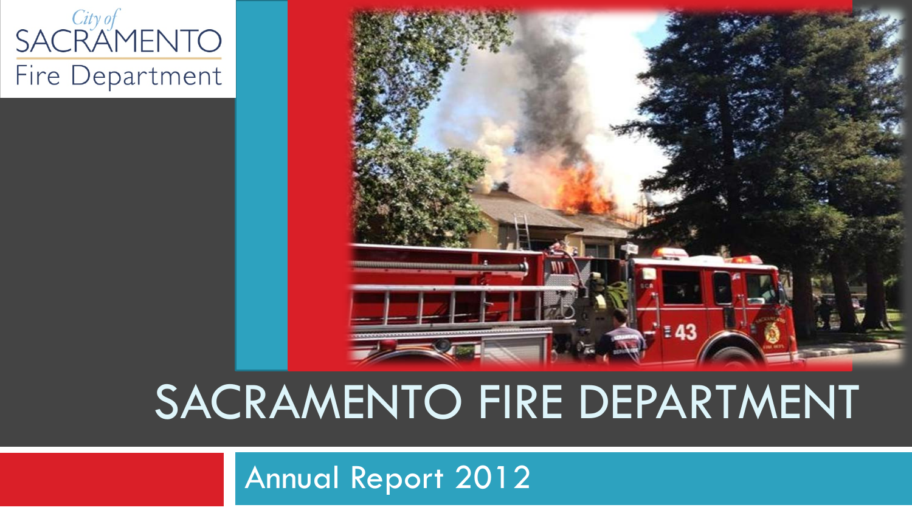City of SACRAMENTO Fire Department

# SACRAMENTO FIRE DEPARTMENT

## Annual Report 2012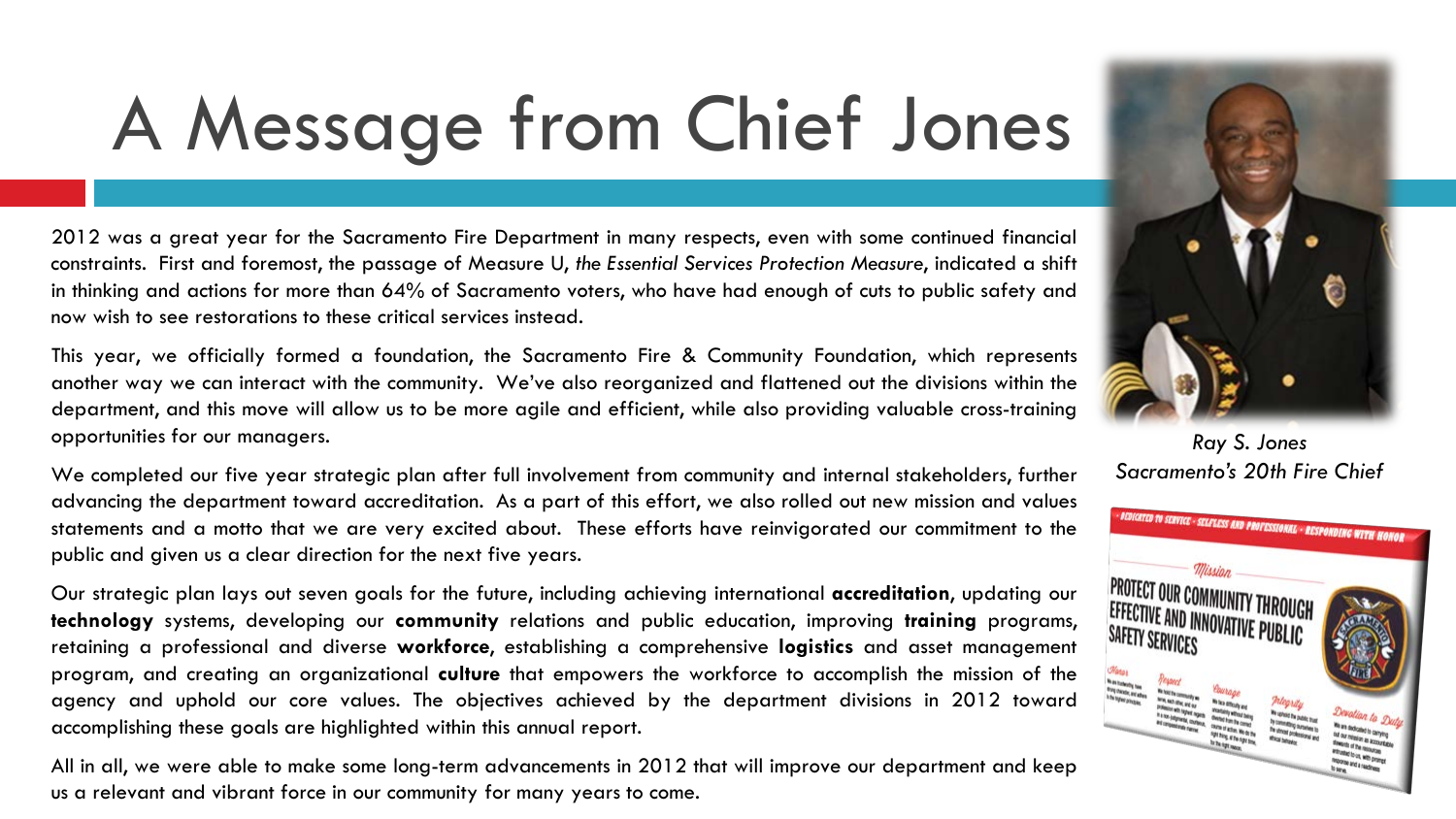# A Message from Chief Jones

2012 was a great year for the Sacramento Fire Department in many respects, even with some continued financial constraints. First and foremost, the passage of Measure U, *the Essential Services Protection Measure*, indicated a shift in thinking and actions for more than 64% of Sacramento voters, who have had enough of cuts to public safety and now wish to see restorations to these critical services instead.

This year, we officially formed a foundation, the Sacramento Fire & Community Foundation, which represents another way we can interact with the community. We've also reorganized and flattened out the divisions within the department, and this move will allow us to be more agile and efficient, while also providing valuable cross-training opportunities for our managers.

We completed our five year strategic plan after full involvement from community and internal stakeholders, further advancing the department toward accreditation. As a part of this effort, we also rolled out new mission and values statements and a motto that we are very excited about. These efforts have reinvigorated our commitment to the public and given us a clear direction for the next five years.

Our strategic plan lays out seven goals for the future, including achieving international **accreditation**, updating our **technology** systems, developing our **community** relations and public education, improving **training** programs, retaining a professional and diverse **workforce**, establishing a comprehensive **logistics** and asset management program, and creating an organizational **culture** that empowers the workforce to accomplish the mission of the agency and uphold our core values. The objectives achieved by the department divisions in 2012 toward accomplishing these goals are highlighted within this annual report.

All in all, we were able to make some long-term advancements in 2012 that will improve our department and keep us a relevant and vibrant force in our community for many years to come.

*Ray S. Jones*
*Sacramento's 20th Fire Chief*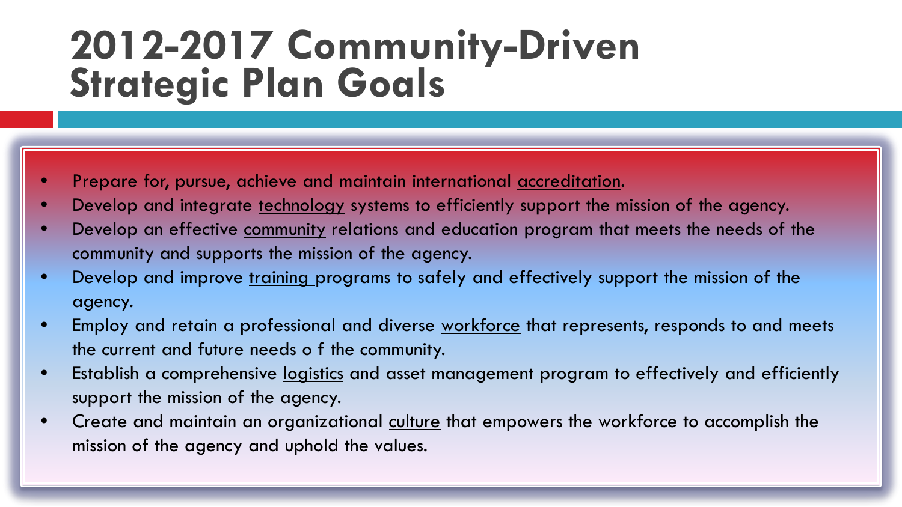# 2012-2017 Community-Driven Strategic Plan Goals

- Prepare for, pursue, achieve and maintain international <u>accreditation</u>.
- Develop and integrate <u>technology</u> systems to efficiently support the mission of the agency.
- Develop an effective <u>community</u> relations and education program that meets the needs of the community and supports the mission of the agency.
- Develop and improve <u>training</u> programs to safely and effectively support the mission of the agency.
- Employ and retain a professional and diverse <u>workforce</u> that represents, responds to and meets the current and future needs o f the community.
- Establish a comprehensive <u>logistics</u> and asset management program to effectively and efficiently support the mission of the agency.
- Create and maintain an organizational <u>culture</u> that empowers the workforce to accomplish the mission of the agency and uphold the values.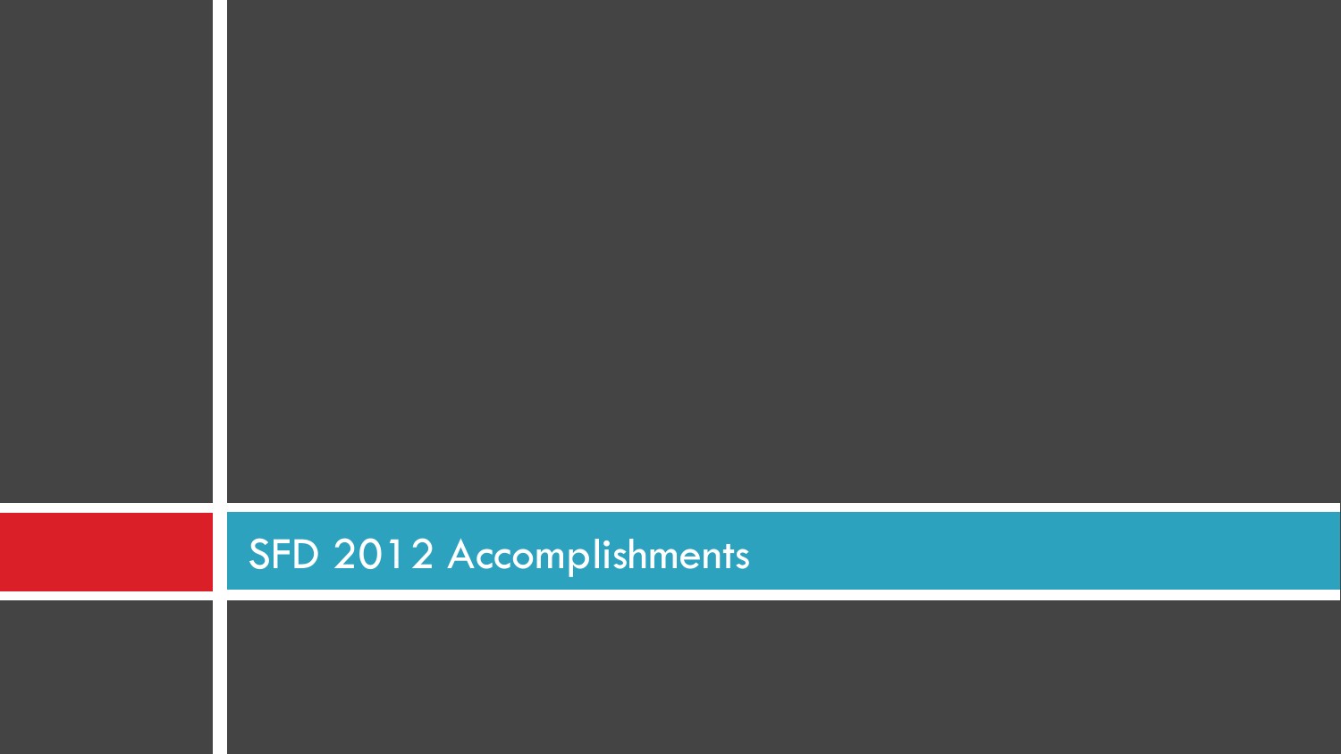# SFD 2012 Accomplishments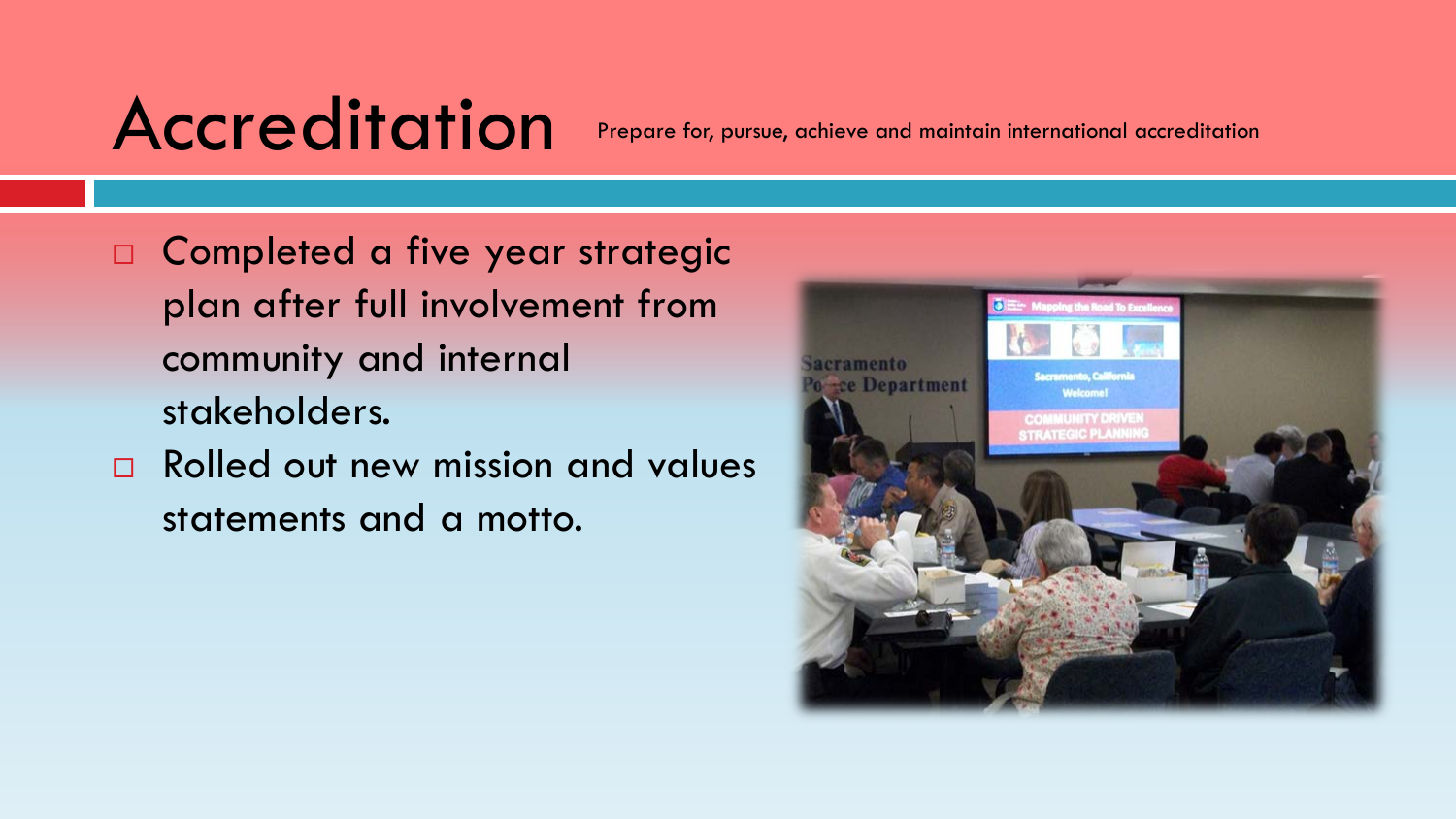# Accreditation

Prepare for, pursue, achieve and maintain international accreditation

- Completed a five year strategic plan after full involvement from community and internal stakeholders.
- Rolled out new mission and values statements and a motto.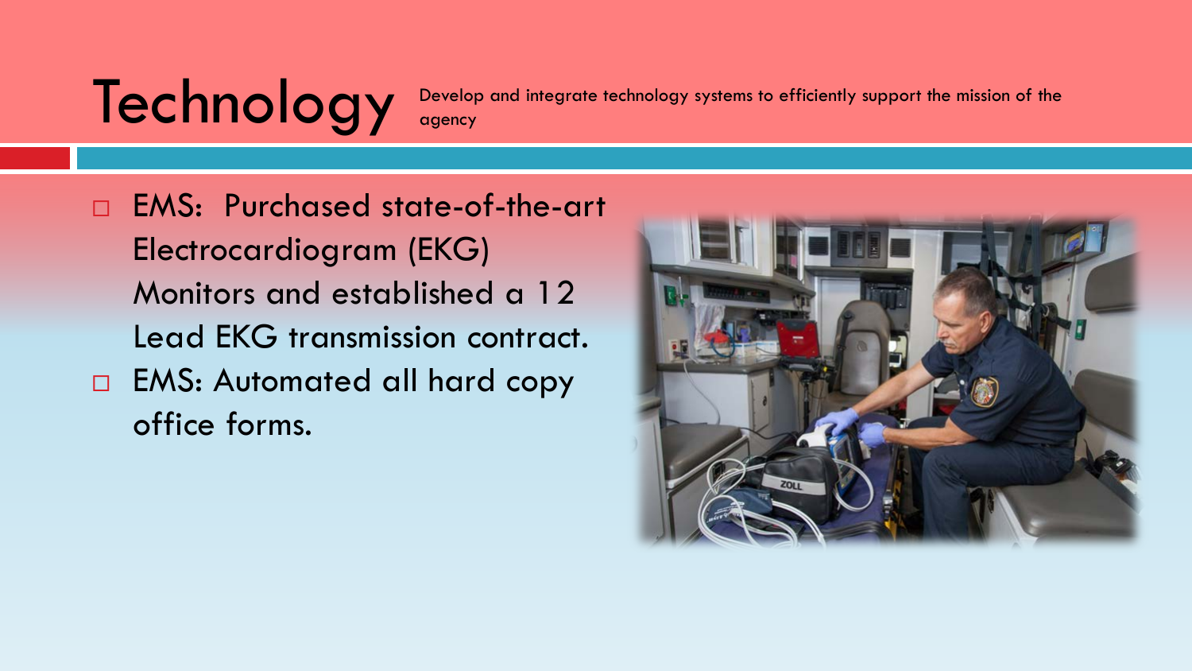# Technology

Develop and integrate technology systems to efficiently support the mission of the agency

- EMS: Purchased state-of-the-art Electrocardiogram (EKG) Monitors and established a 12 Lead EKG transmission contract.
- EMS: Automated all hard copy office forms.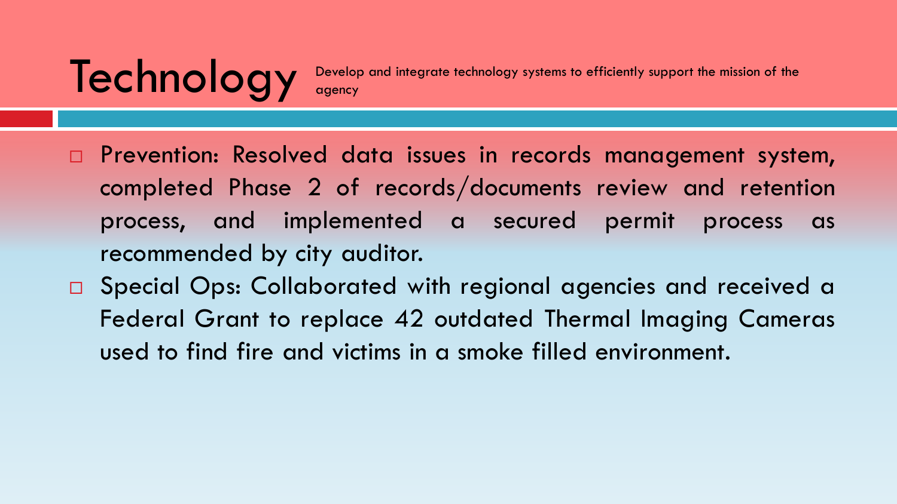# Technology

Develop and integrate technology systems to efficiently support the mission of the agency

- Prevention: Resolved data issues in records management system, completed Phase 2 of records/documents review and retention process, and implemented a secured permit process as recommended by city auditor.
- Special Ops: Collaborated with regional agencies and received a Federal Grant to replace 42 outdated Thermal Imaging Cameras used to find fire and victims in a smoke filled environment.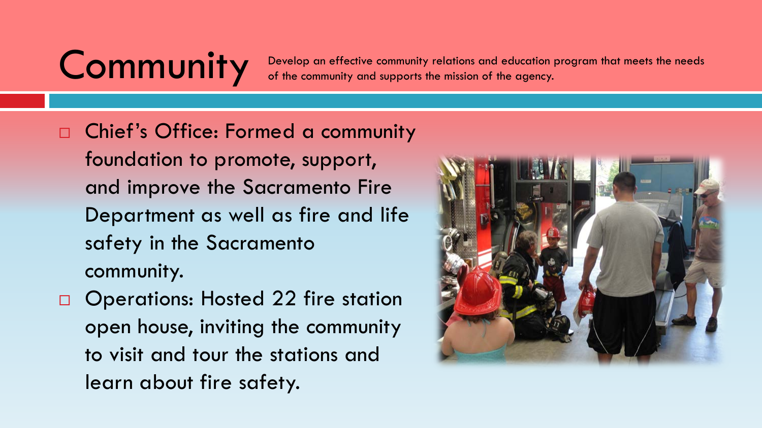# Community

Develop an effective community relations and education program that meets the needs of the community and supports the mission of the agency.

- Chief's Office: Formed a community foundation to promote, support, and improve the Sacramento Fire Department as well as fire and life safety in the Sacramento community.
- Operations: Hosted 22 fire station open house, inviting the community to visit and tour the stations and learn about fire safety.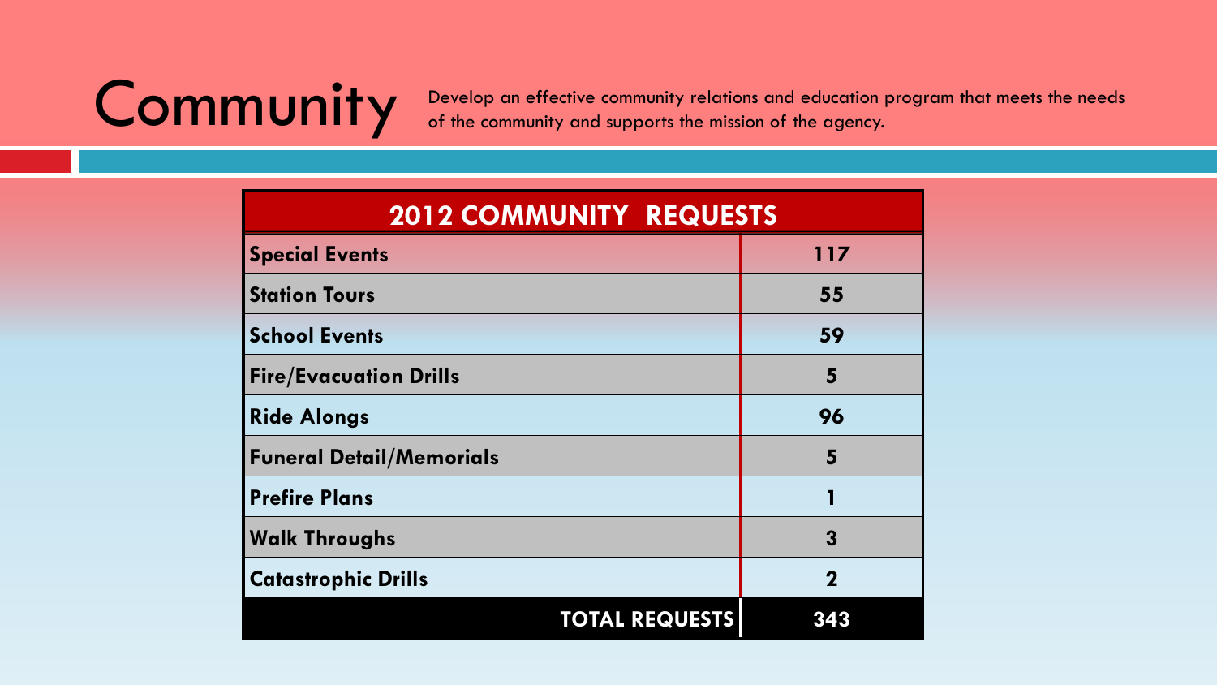# Community

Develop an effective community relations and education program that meets the needs of the community and supports the mission of the agency.

| 2012 COMMUNITY REQUESTS | |
|---|---|
| **Special Events** | **117** |
| **Station Tours** | **55** |
| **School Events** | **59** |
| **Fire/Evacuation Drills** | **5** |
| **Ride Alongs** | **96** |
| **Funeral Detail/Memorials** | **5** |
| **Prefire Plans** | **1** |
| **Walk Throughs** | **3** |
| **Catastrophic Drills** | **2** |
| **TOTAL REQUESTS** | **343** |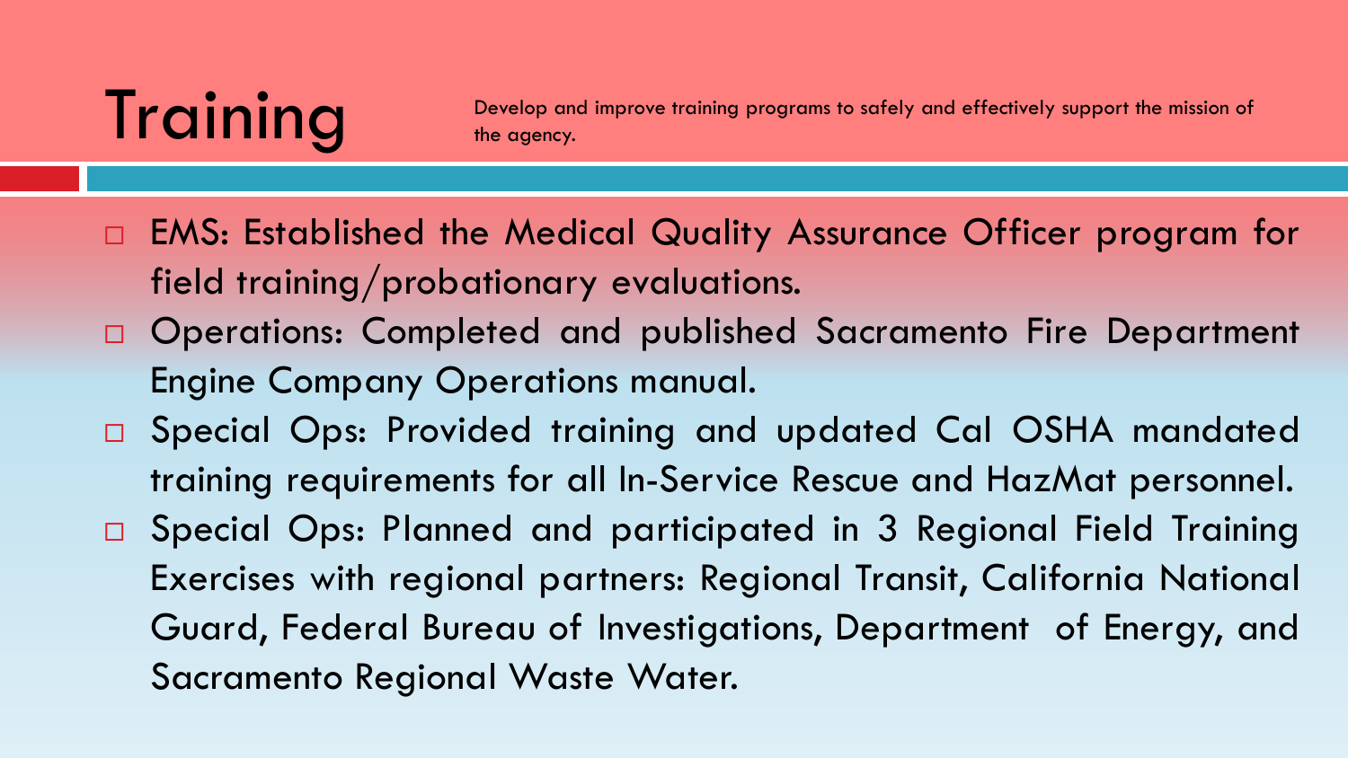# Training

Develop and improve training programs to safely and effectively support the mission of the agency.

- EMS: Established the Medical Quality Assurance Officer program for field training/probationary evaluations.
- Operations: Completed and published Sacramento Fire Department Engine Company Operations manual.
- Special Ops: Provided training and updated Cal OSHA mandated training requirements for all In-Service Rescue and HazMat personnel.
- Special Ops: Planned and participated in 3 Regional Field Training Exercises with regional partners: Regional Transit, California National Guard, Federal Bureau of Investigations, Department of Energy, and Sacramento Regional Waste Water.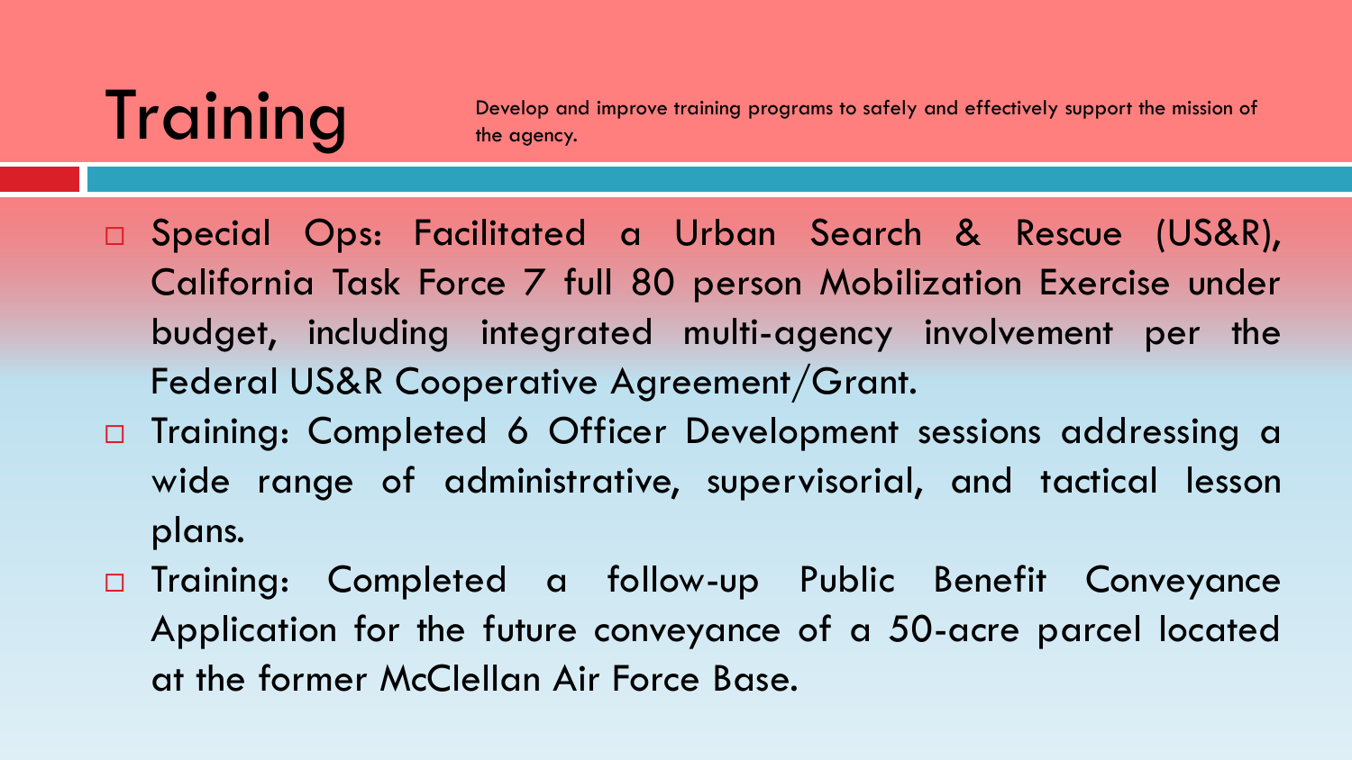# Training

Develop and improve training programs to safely and effectively support the mission of the agency.

- Special Ops: Facilitated a Urban Search & Rescue (US&R), California Task Force 7 full 80 person Mobilization Exercise under budget, including integrated multi-agency involvement per the Federal US&R Cooperative Agreement/Grant.
- Training: Completed 6 Officer Development sessions addressing a wide range of administrative, supervisorial, and tactical lesson plans.
- Training: Completed a follow-up Public Benefit Conveyance Application for the future conveyance of a 50-acre parcel located at the former McClellan Air Force Base.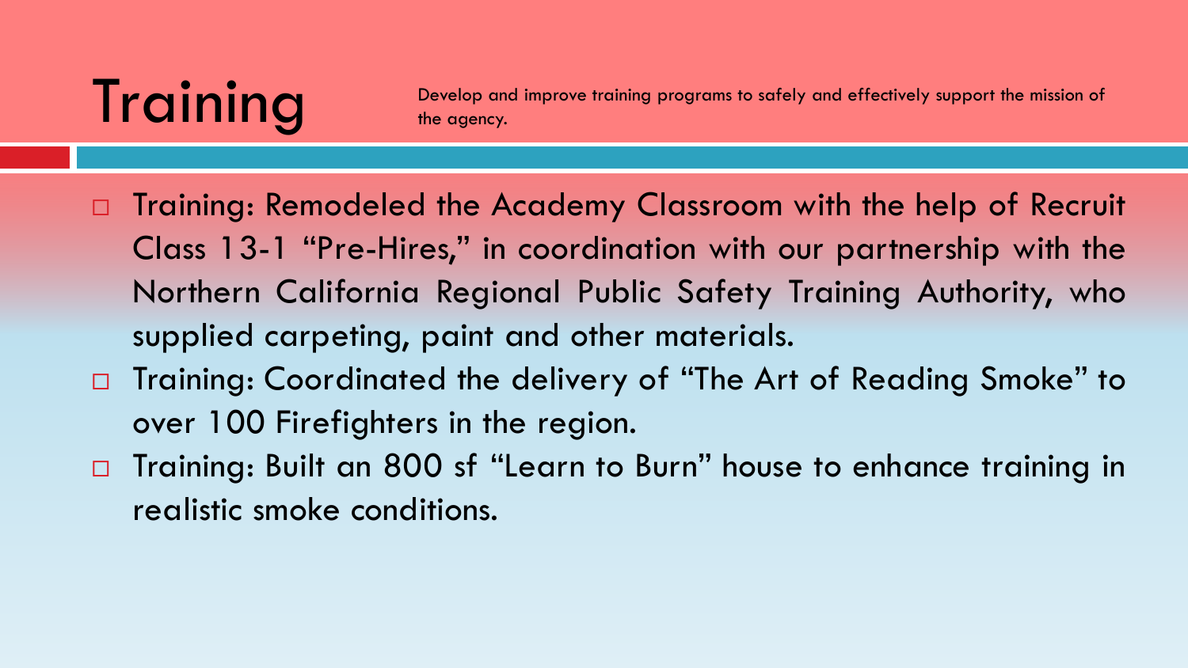# Training

Develop and improve training programs to safely and effectively support the mission of the agency.

- Training: Remodeled the Academy Classroom with the help of Recruit Class 13-1 "Pre-Hires," in coordination with our partnership with the Northern California Regional Public Safety Training Authority, who supplied carpeting, paint and other materials.
- Training: Coordinated the delivery of "The Art of Reading Smoke" to over 100 Firefighters in the region.
- Training: Built an 800 sf "Learn to Burn" house to enhance training in realistic smoke conditions.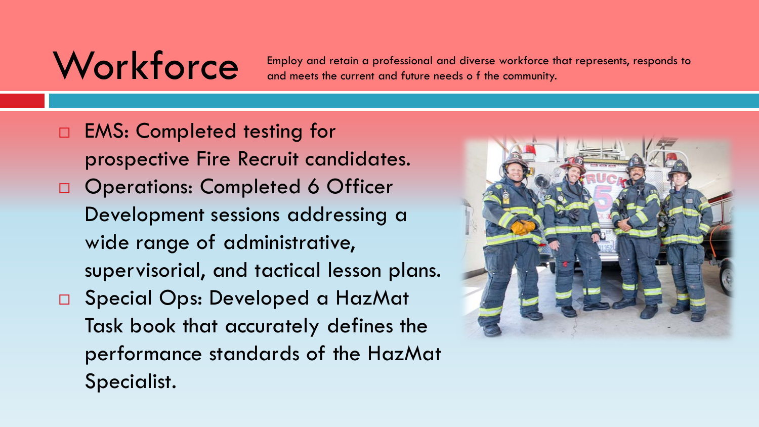# Workforce

Employ and retain a professional and diverse workforce that represents, responds to and meets the current and future needs o f the community.

- EMS: Completed testing for prospective Fire Recruit candidates.
- Operations: Completed 6 Officer Development sessions addressing a wide range of administrative, supervisorial, and tactical lesson plans.
- Special Ops: Developed a HazMat Task book that accurately defines the performance standards of the HazMat Specialist.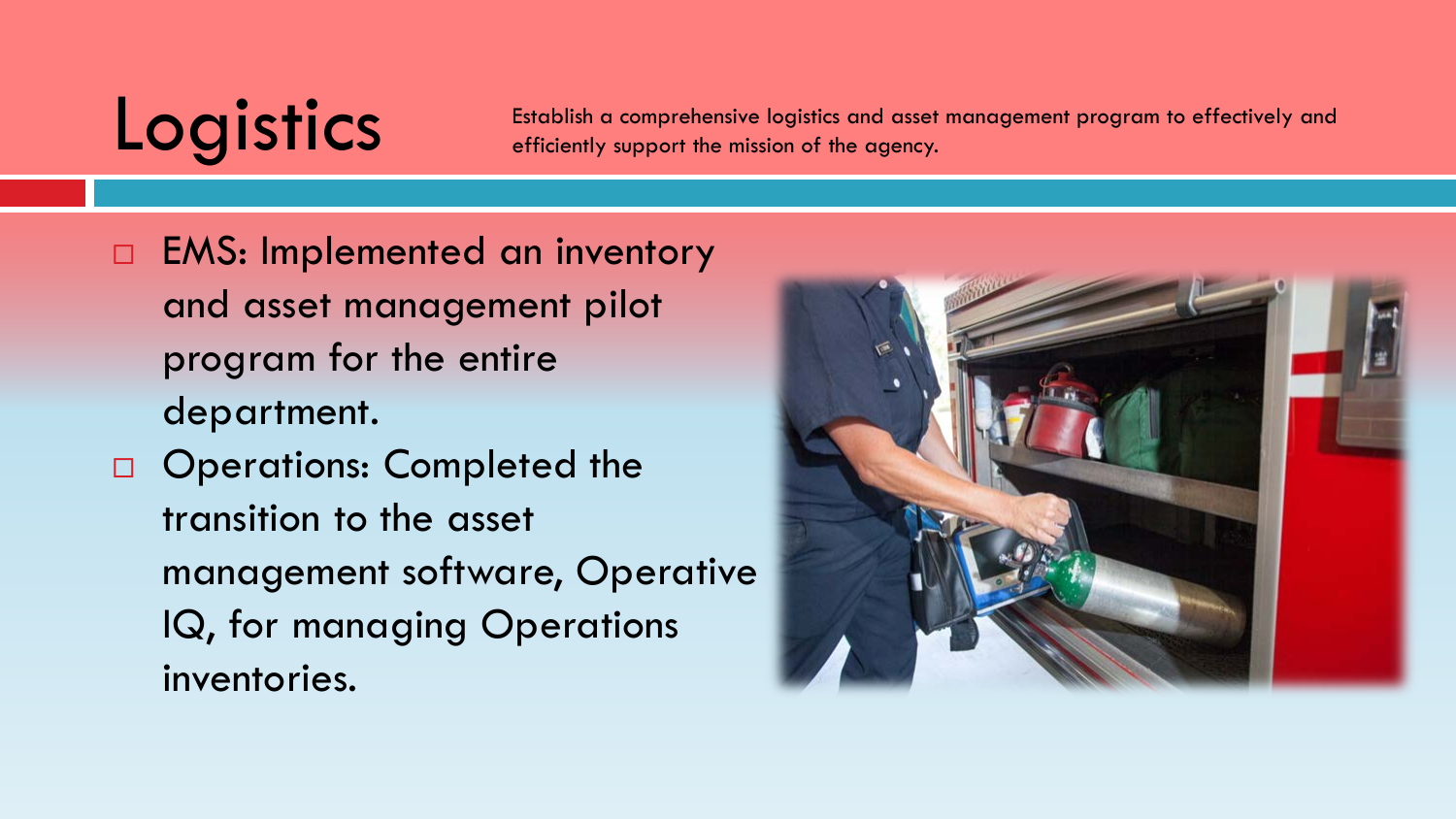# Logistics

Establish a comprehensive logistics and asset management program to effectively and efficiently support the mission of the agency.

- EMS: Implemented an inventory and asset management pilot program for the entire department.
- Operations: Completed the transition to the asset management software, Operative IQ, for managing Operations inventories.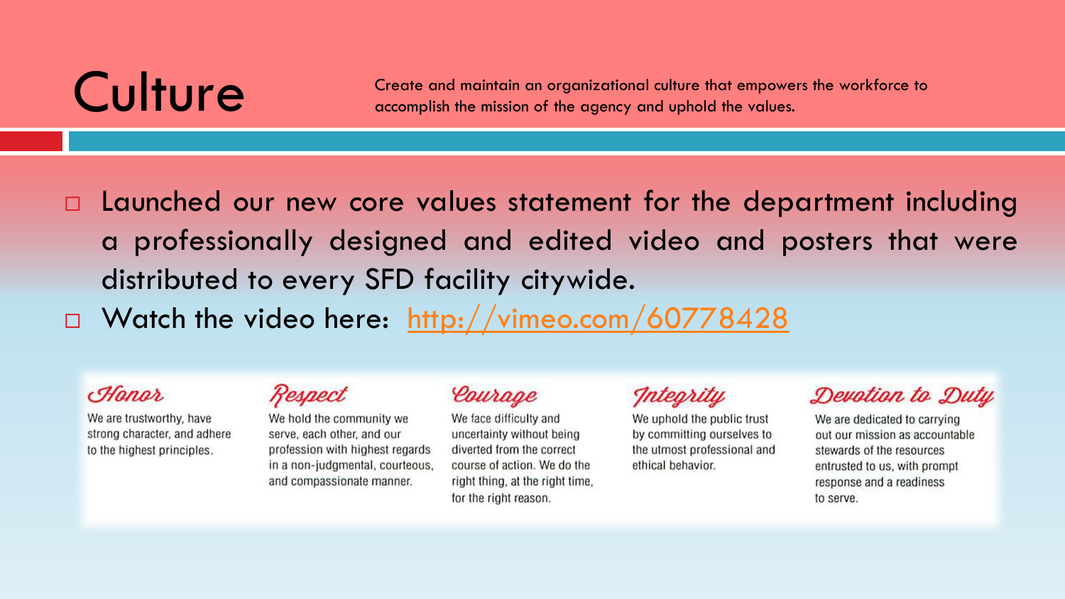# Culture

Create and maintain an organizational culture that empowers the workforce to accomplish the mission of the agency and uphold the values.

- Launched our new core values statement for the department including a professionally designed and edited video and posters that were distributed to every SFD facility citywide.
- Watch the video here: [http://vimeo.com/60778428](http://vimeo.com/60778428)

**Honor**

We are trustworthy, have strong character, and adhere to the highest principles.

**Respect**

We hold the community we serve, each other, and our profession with highest regards in a non-judgmental, courteous, and compassionate manner.

**Courage**

We face difficulty and uncertainty without being diverted from the correct course of action. We do the right thing, at the right time, for the right reason.

**Integrity**

We uphold the public trust by committing ourselves to the utmost professional and ethical behavior.

**Devotion to Duty**

We are dedicated to carrying out our mission as accountable stewards of the resources entrusted to us, with prompt response and a readiness to serve.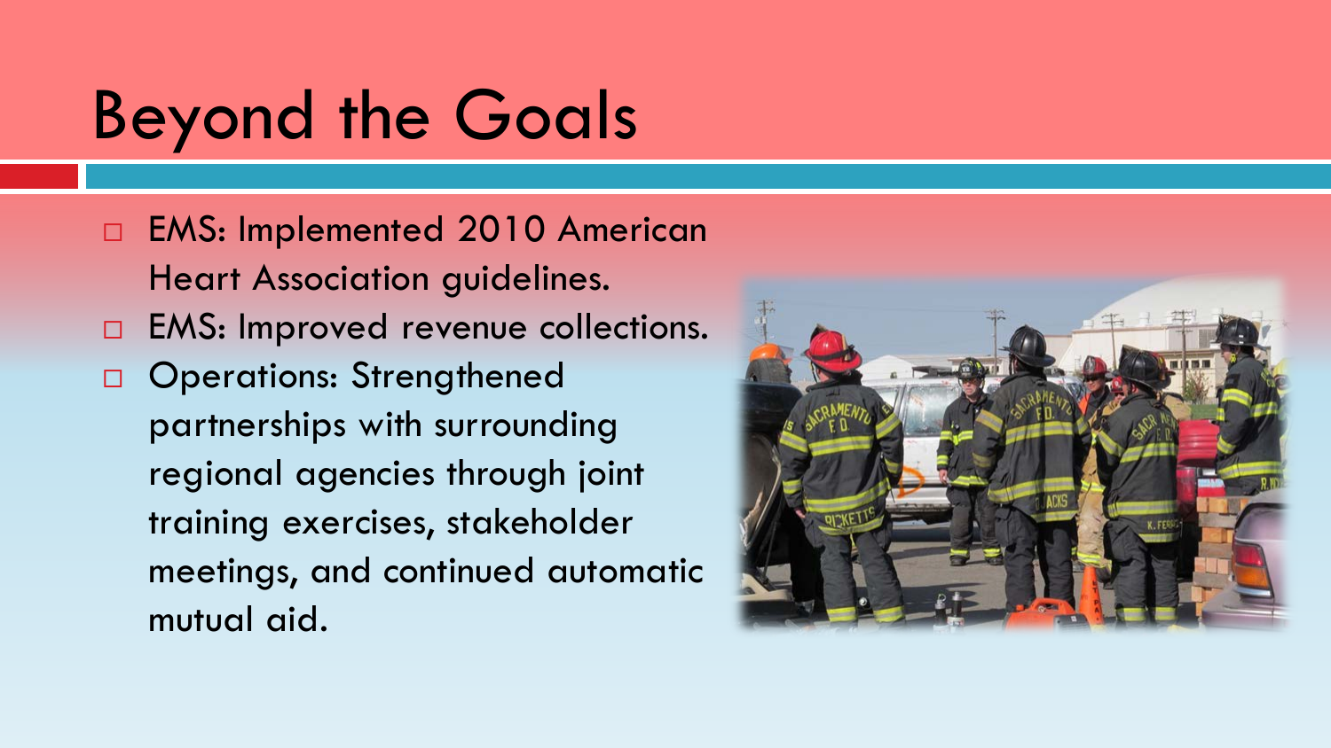# Beyond the Goals

- EMS: Implemented 2010 American Heart Association guidelines.
- EMS: Improved revenue collections.
- Operations: Strengthened partnerships with surrounding regional agencies through joint training exercises, stakeholder meetings, and continued automatic mutual aid.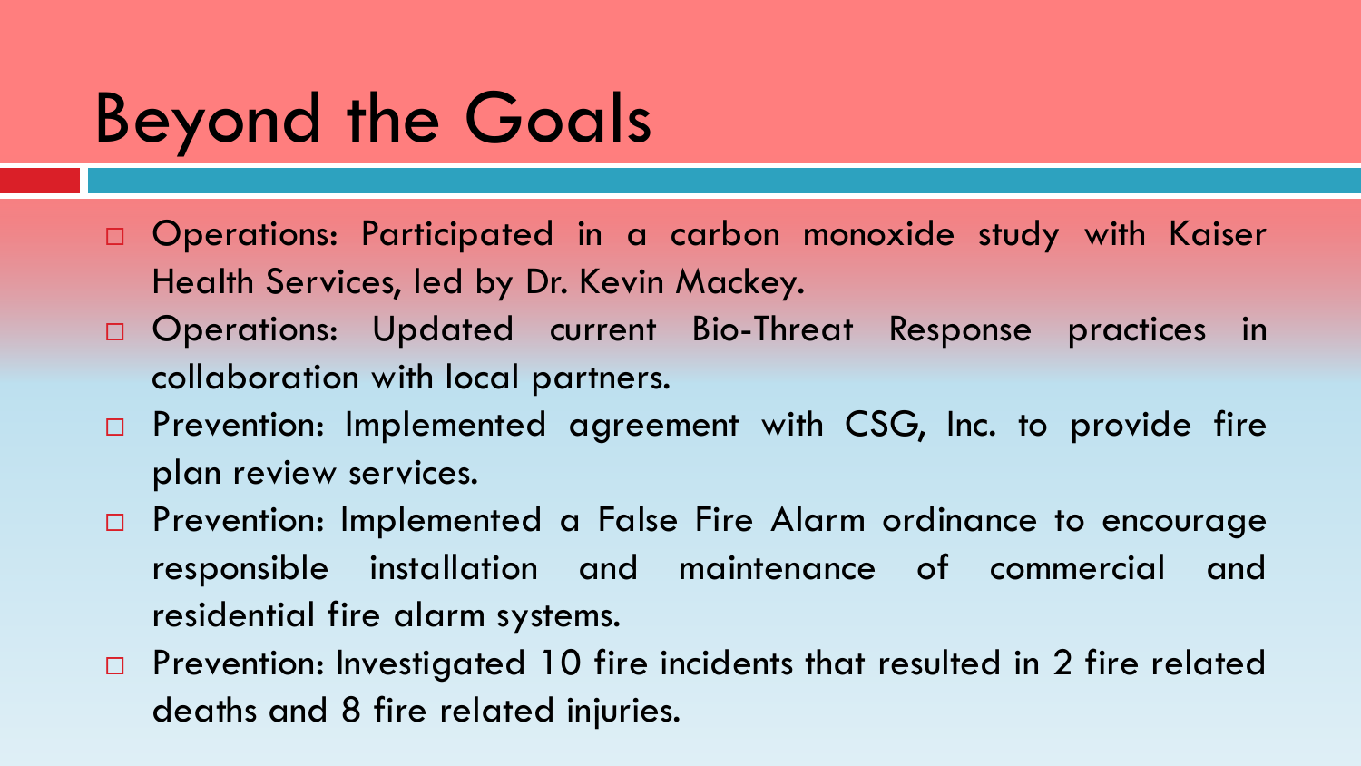# Beyond the Goals

- Operations: Participated in a carbon monoxide study with Kaiser Health Services, led by Dr. Kevin Mackey.
- Operations: Updated current Bio-Threat Response practices in collaboration with local partners.
- Prevention: Implemented agreement with CSG, Inc. to provide fire plan review services.
- Prevention: Implemented a False Fire Alarm ordinance to encourage responsible installation and maintenance of commercial and residential fire alarm systems.
- Prevention: Investigated 10 fire incidents that resulted in 2 fire related deaths and 8 fire related injuries.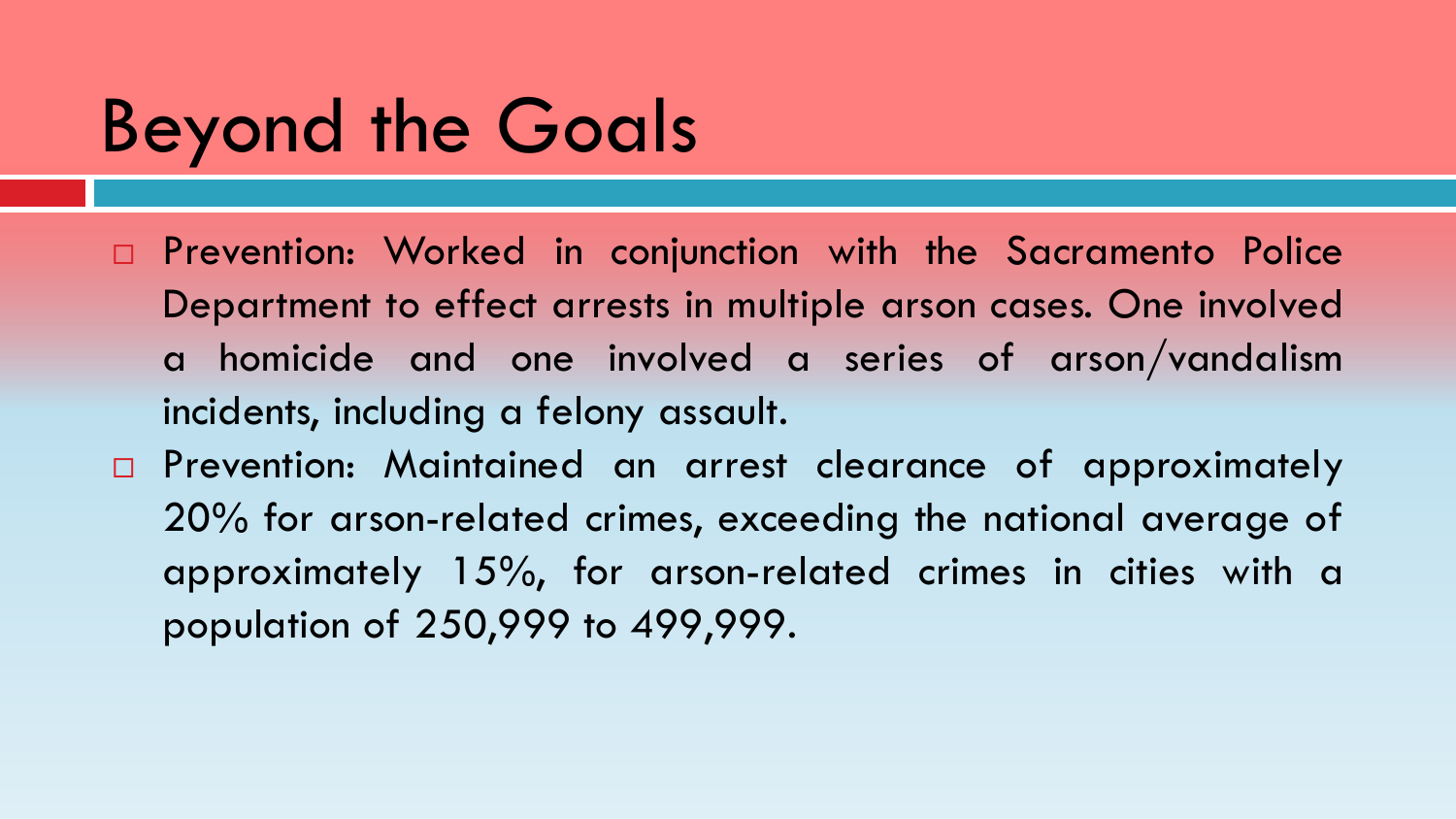# Beyond the Goals

- Prevention: Worked in conjunction with the Sacramento Police Department to effect arrests in multiple arson cases. One involved a homicide and one involved a series of arson/vandalism incidents, including a felony assault.
- Prevention: Maintained an arrest clearance of approximately 20% for arson-related crimes, exceeding the national average of approximately 15%, for arson-related crimes in cities with a population of 250,999 to 499,999.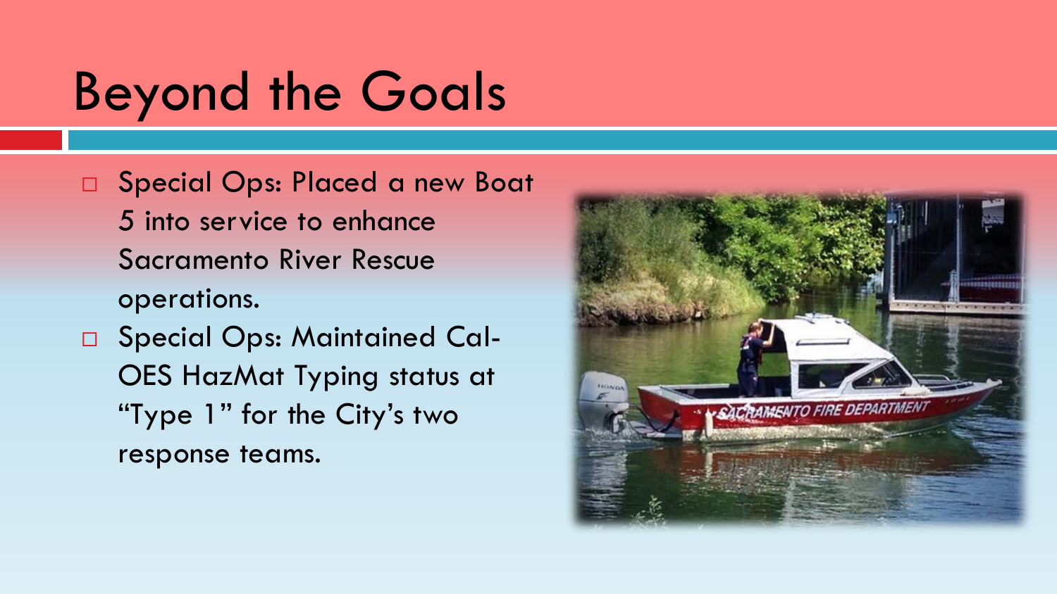# Beyond the Goals

- Special Ops: Placed a new Boat 5 into service to enhance Sacramento River Rescue operations.
- Special Ops: Maintained Cal-OES HazMat Typing status at "Type 1" for the City's two response teams.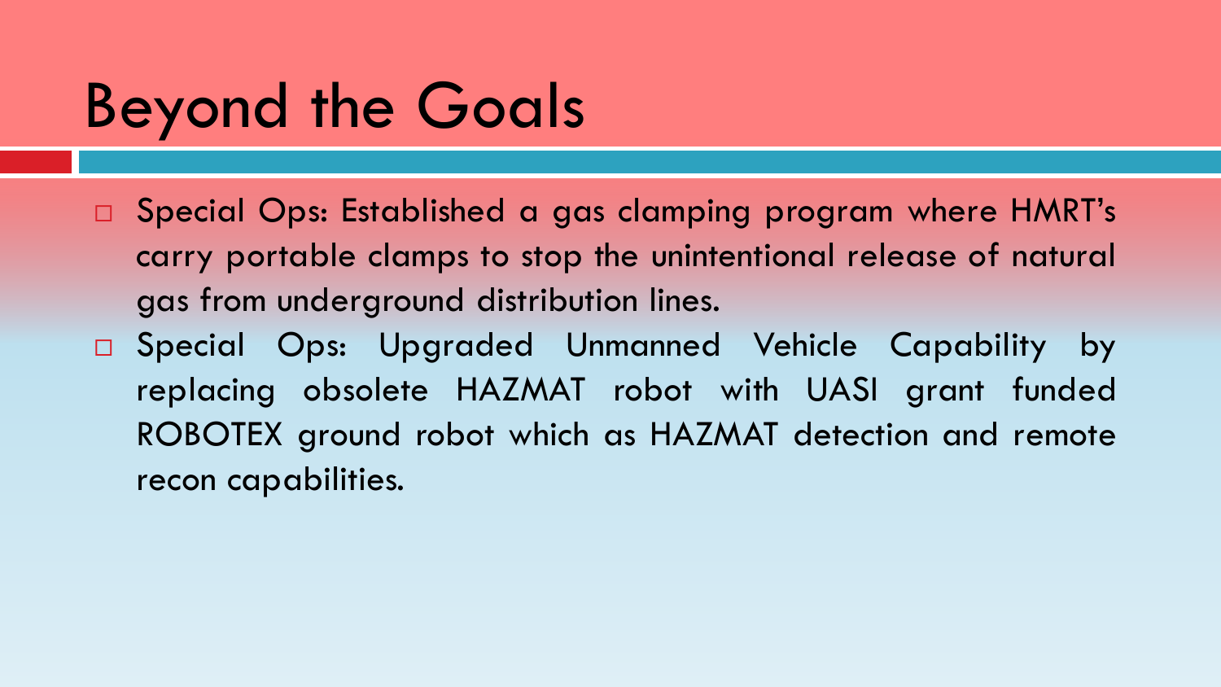# Beyond the Goals

- Special Ops: Established a gas clamping program where HMRT's carry portable clamps to stop the unintentional release of natural gas from underground distribution lines.
- Special Ops: Upgraded Unmanned Vehicle Capability by replacing obsolete HAZMAT robot with UASI grant funded ROBOTEX ground robot which as HAZMAT detection and remote recon capabilities.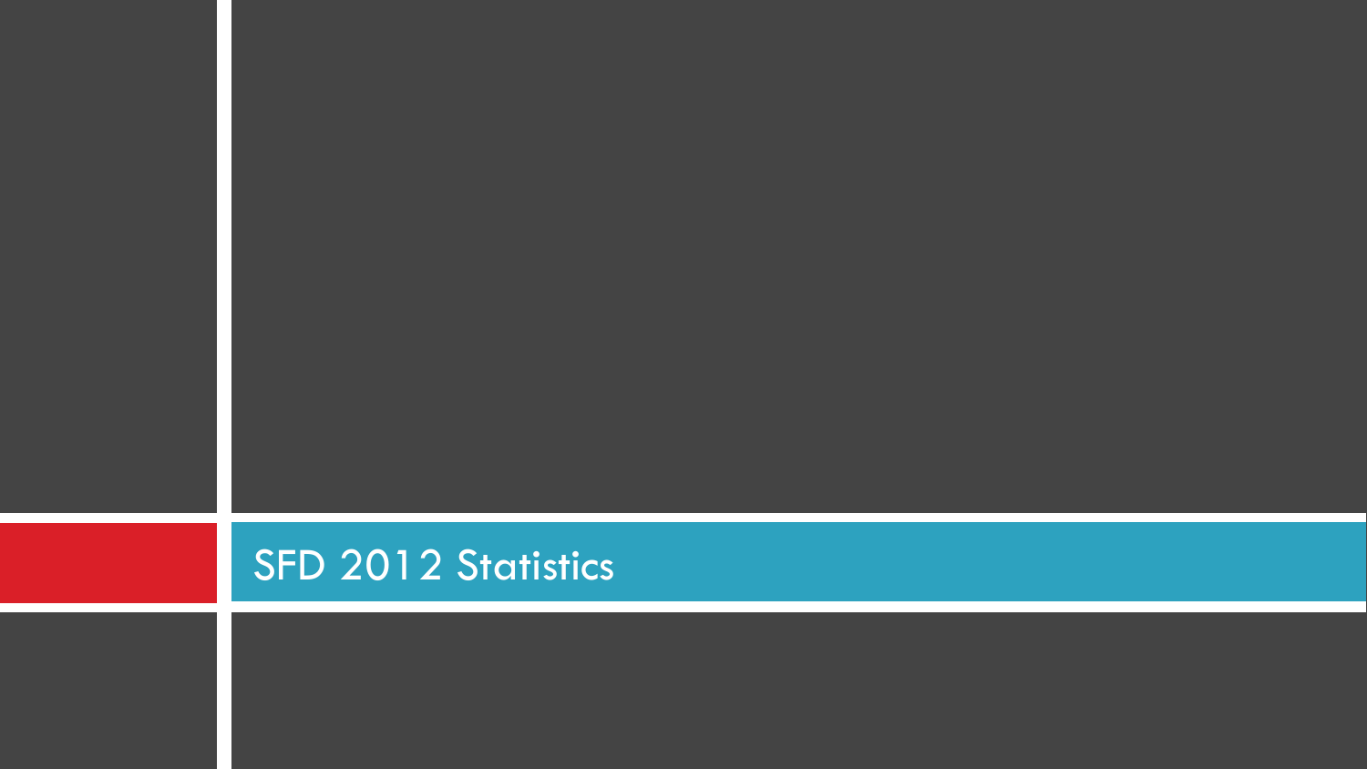# SFD 2012 Statistics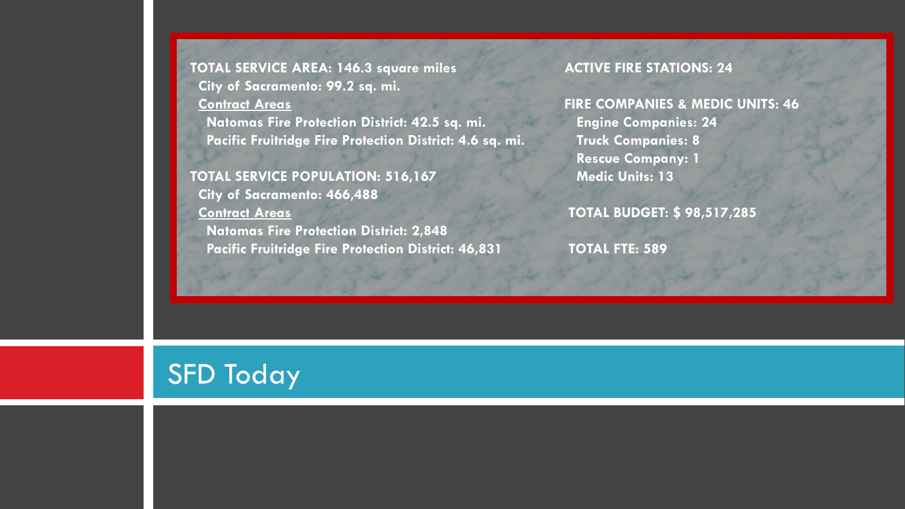## SFD Today

**TOTAL SERVICE AREA: 146.3 square miles**

- **City of Sacramento: 99.2 sq. mi.**
- **Contract Areas**
  - **Natomas Fire Protection District: 42.5 sq. mi.**
  - **Pacific Fruitridge Fire Protection District: 4.6 sq. mi.**

**TOTAL SERVICE POPULATION: 516,167**

- **City of Sacramento: 466,488**
- **Contract Areas**
  - **Natomas Fire Protection District: 2,848**
  - **Pacific Fruitridge Fire Protection District: 46,831**

**ACTIVE FIRE STATIONS: 24**

**FIRE COMPANIES & MEDIC UNITS: 46**

- **Engine Companies: 24**
- **Truck Companies: 8**
- **Rescue Company: 1**
- **Medic Units: 13**

**TOTAL BUDGET: $ 98,517,285**

**TOTAL FTE: 589**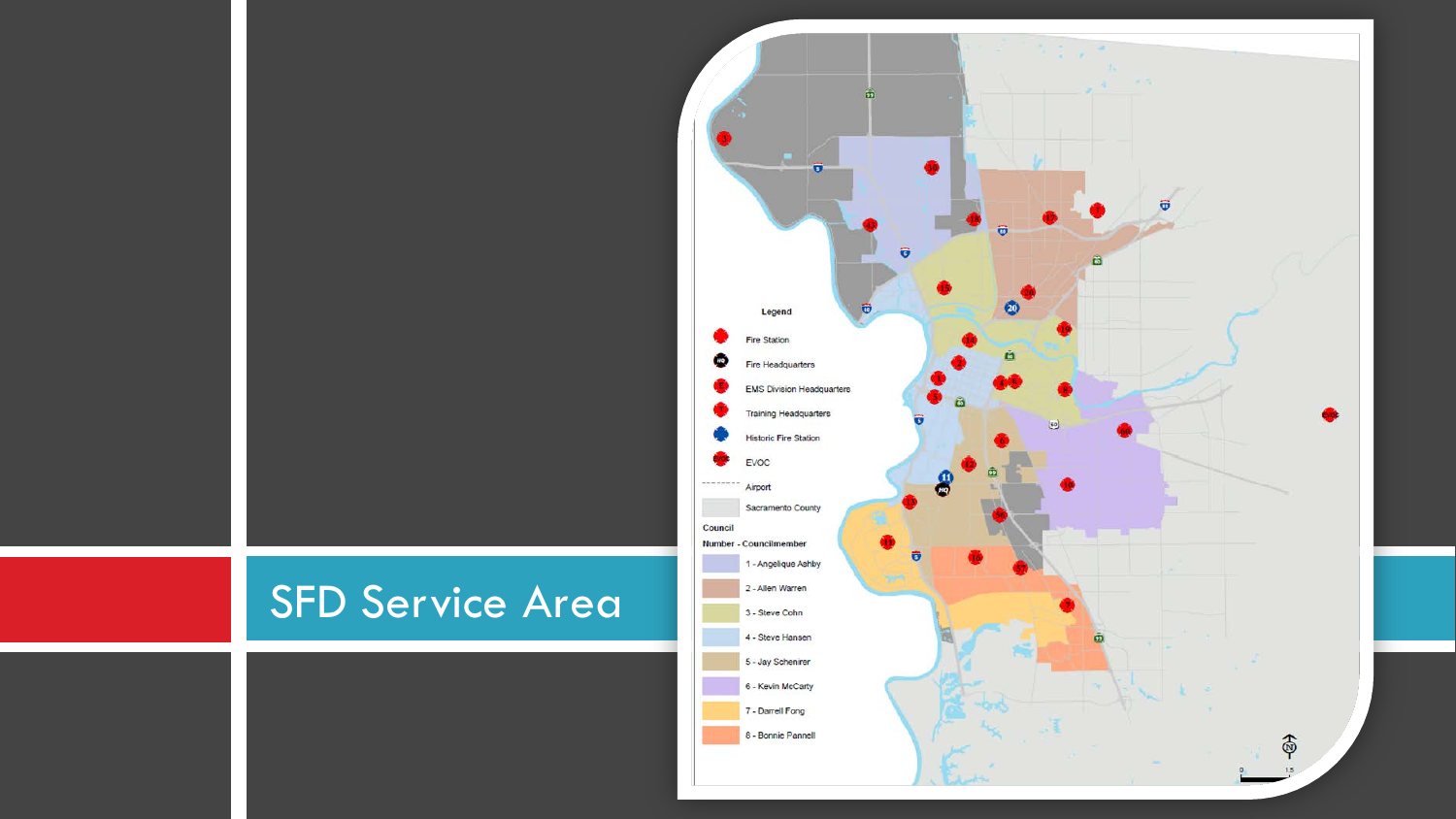# SFD Service Area

**Legend**

- Fire Station
- Fire Headquarters
- EMS Division Headquarters
- Training Headquarters
- Historic Fire Station
- EVOC
- Airport
- Sacramento County

**Council**

**Number - Councilmember**

- 1 - Angelique Ashby
- 2 - Allen Warren
- 3 - Steve Cohn
- 4 - Steve Hansen
- 5 - Jay Schenirer
- 6 - Kevin McCarty
- 7 - Darrell Fong
- 8 - Bonnie Pannell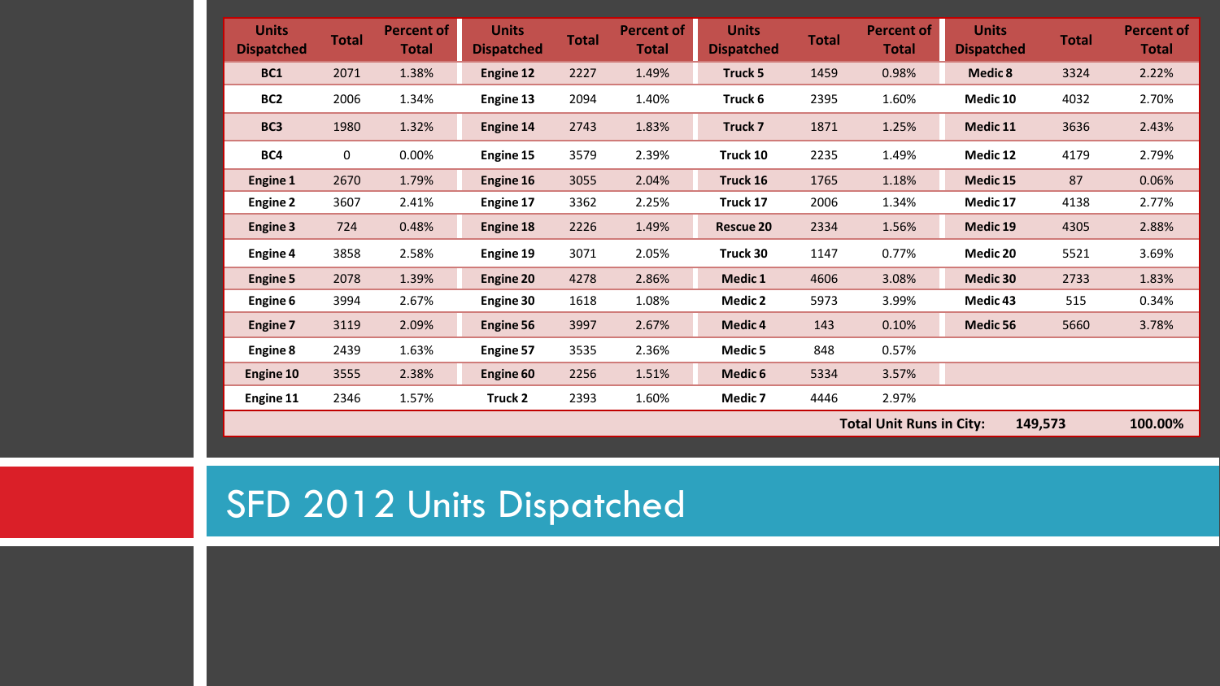# SFD 2012 Units Dispatched

| Units Dispatched | Total | Percent of Total | Units Dispatched | Total | Percent of Total | Units Dispatched | Total | Percent of Total | Units Dispatched | Total | Percent of Total |
|---|---|---|---|---|---|---|---|---|---|---|---|
| **BC1** | 2071 | 1.38% | **Engine 12** | 2227 | 1.49% | **Truck 5** | 1459 | 0.98% | **Medic 8** | 3324 | 2.22% |
| **BC2** | 2006 | 1.34% | **Engine 13** | 2094 | 1.40% | **Truck 6** | 2395 | 1.60% | **Medic 10** | 4032 | 2.70% |
| **BC3** | 1980 | 1.32% | **Engine 14** | 2743 | 1.83% | **Truck 7** | 1871 | 1.25% | **Medic 11** | 3636 | 2.43% |
| **BC4** | 0 | 0.00% | **Engine 15** | 3579 | 2.39% | **Truck 10** | 2235 | 1.49% | **Medic 12** | 4179 | 2.79% |
| **Engine 1** | 2670 | 1.79% | **Engine 16** | 3055 | 2.04% | **Truck 16** | 1765 | 1.18% | **Medic 15** | 87 | 0.06% |
| **Engine 2** | 3607 | 2.41% | **Engine 17** | 3362 | 2.25% | **Truck 17** | 2006 | 1.34% | **Medic 17** | 4138 | 2.77% |
| **Engine 3** | 724 | 0.48% | **Engine 18** | 2226 | 1.49% | **Rescue 20** | 2334 | 1.56% | **Medic 19** | 4305 | 2.88% |
| **Engine 4** | 3858 | 2.58% | **Engine 19** | 3071 | 2.05% | **Truck 30** | 1147 | 0.77% | **Medic 20** | 5521 | 3.69% |
| **Engine 5** | 2078 | 1.39% | **Engine 20** | 4278 | 2.86% | **Medic 1** | 4606 | 3.08% | **Medic 30** | 2733 | 1.83% |
| **Engine 6** | 3994 | 2.67% | **Engine 30** | 1618 | 1.08% | **Medic 2** | 5973 | 3.99% | **Medic 43** | 515 | 0.34% |
| **Engine 7** | 3119 | 2.09% | **Engine 56** | 3997 | 2.67% | **Medic 4** | 143 | 0.10% | **Medic 56** | 5660 | 3.78% |
| **Engine 8** | 2439 | 1.63% | **Engine 57** | 3535 | 2.36% | **Medic 5** | 848 | 0.57% | | | |
| **Engine 10** | 3555 | 2.38% | **Engine 60** | 2256 | 1.51% | **Medic 6** | 5334 | 3.57% | | | |
| **Engine 11** | 2346 | 1.57% | **Truck 2** | 2393 | 1.60% | **Medic 7** | 4446 | 2.97% | | | |
| | | | | | | | | | **Total Unit Runs in City:** | **149,573** | **100.00%** |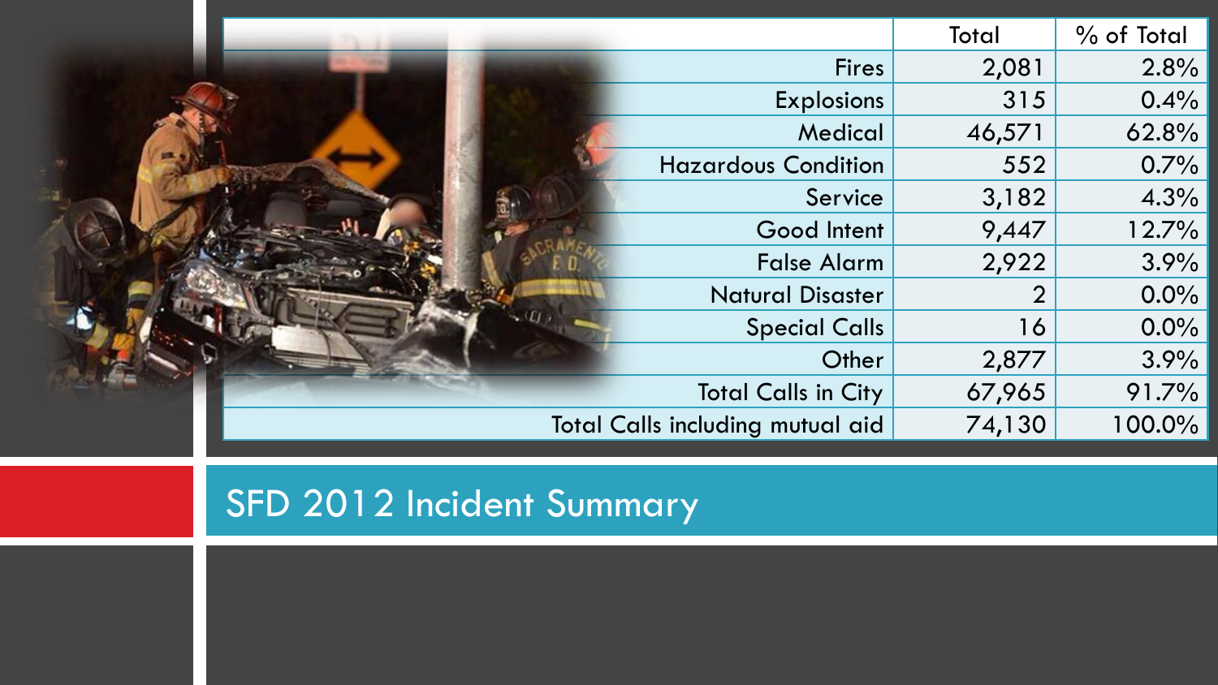## SFD 2012 Incident Summary

| | Total | % of Total |
|---|---|---|
| Fires | 2,081 | 2.8% |
| Explosions | 315 | 0.4% |
| Medical | 46,571 | 62.8% |
| Hazardous Condition | 552 | 0.7% |
| Service | 3,182 | 4.3% |
| Good Intent | 9,447 | 12.7% |
| False Alarm | 2,922 | 3.9% |
| Natural Disaster | 2 | 0.0% |
| Special Calls | 16 | 0.0% |
| Other | 2,877 | 3.9% |
| Total Calls in City | 67,965 | 91.7% |
| Total Calls including mutual aid | 74,130 | 100.0% |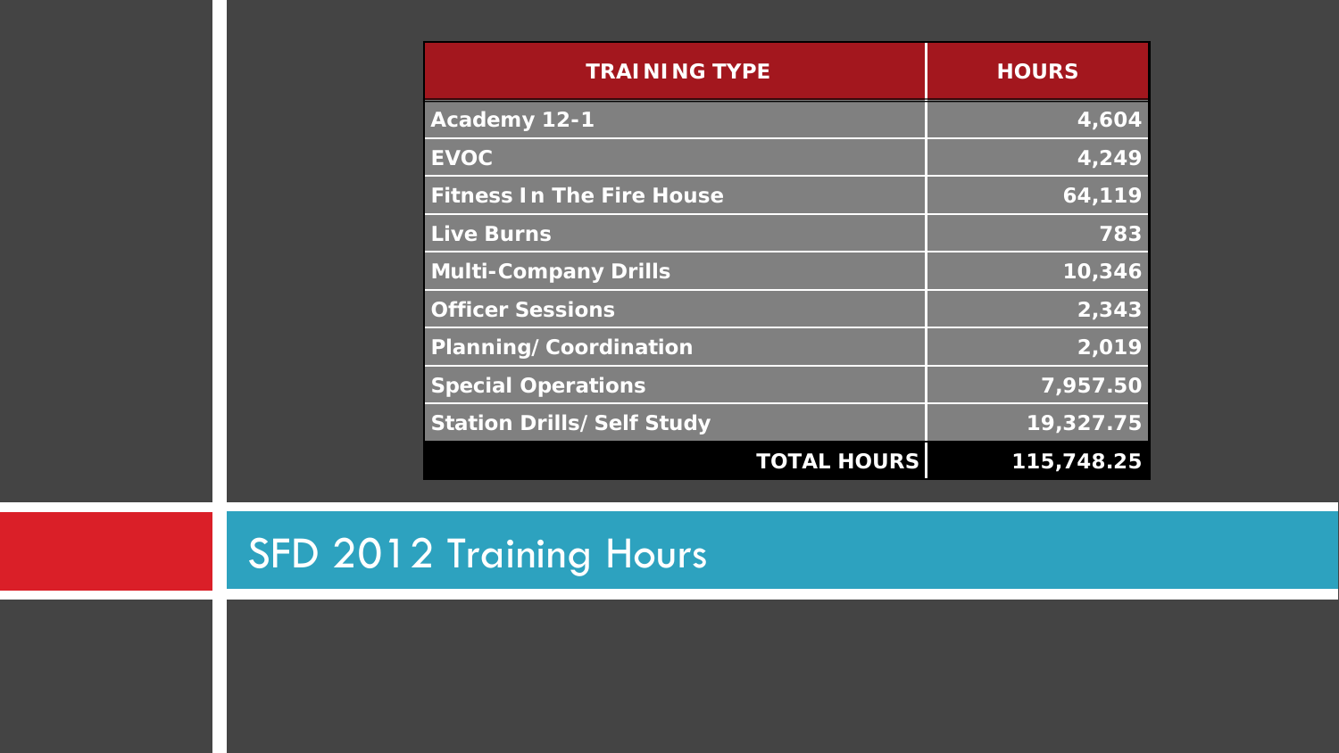# SFD 2012 Training Hours

| TRAINING TYPE | HOURS |
|---|---|
| Academy 12-1 | 4,604 |
| EVOC | 4,249 |
| Fitness In The Fire House | 64,119 |
| Live Burns | 783 |
| Multi-Company Drills | 10,346 |
| Officer Sessions | 2,343 |
| Planning/Coordination | 2,019 |
| Special Operations | 7,957.50 |
| Station Drills/Self Study | 19,327.75 |
| **TOTAL HOURS** | **115,748.25** |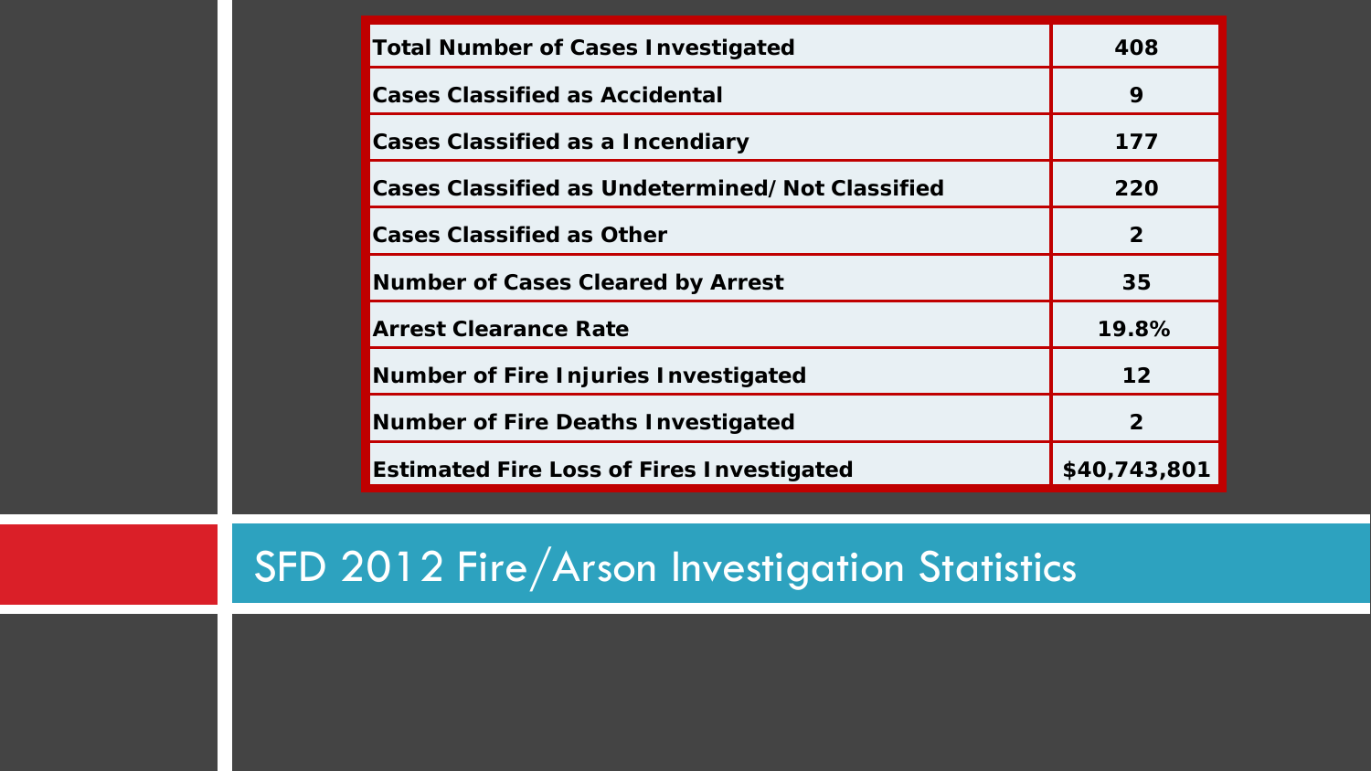# SFD 2012 Fire/Arson Investigation Statistics

| | |
|---|---|
| **Total Number of Cases Investigated** | **408** |
| **Cases Classified as Accidental** | **9** |
| **Cases Classified as a Incendiary** | **177** |
| **Cases Classified as Undetermined/Not Classified** | **220** |
| **Cases Classified as Other** | **2** |
| **Number of Cases Cleared by Arrest** | **35** |
| **Arrest Clearance Rate** | **19.8%** |
| **Number of Fire Injuries Investigated** | **12** |
| **Number of Fire Deaths Investigated** | **2** |
| **Estimated Fire Loss of Fires Investigated** | **$40,743,801** |